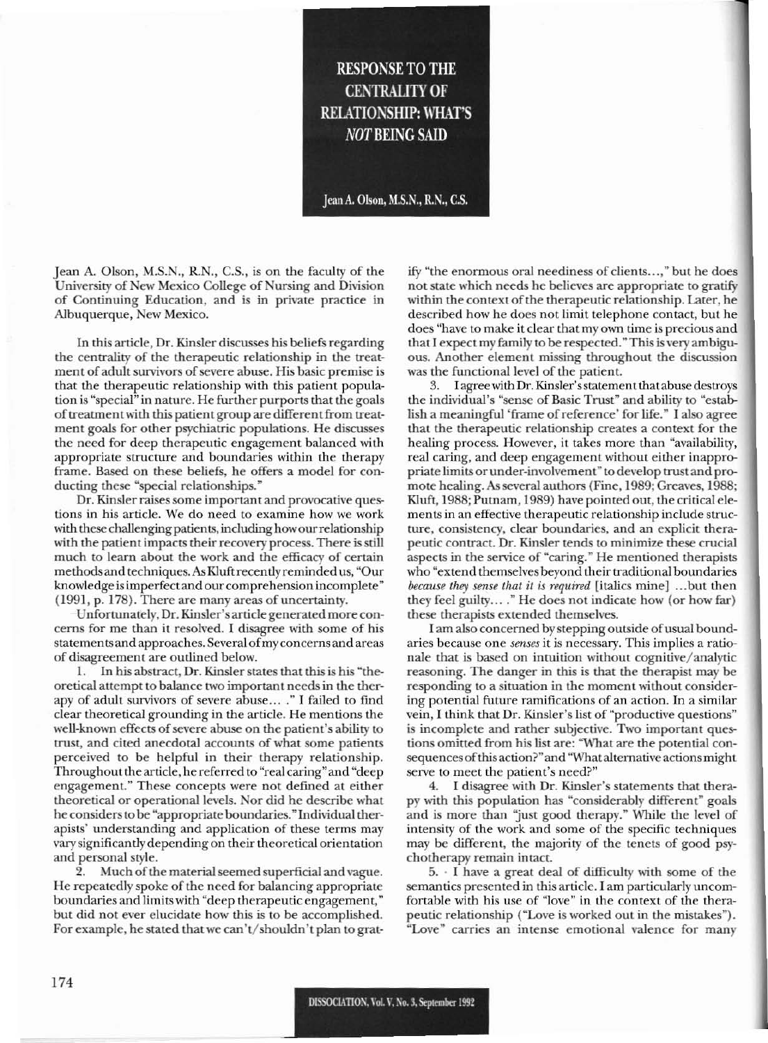# RESPONSE TO THE CENTRALITY OF RELATIONSHIP: WHAT'S *NOT* BEING SAID

Jean A. Olson, M.S.N., R.N., C.S.

Jean A. Olson, M.S.N., R.N., C.S., is on the faculty of the University of New Mexico College of Nursing and Division of Continuing Education, and is in private practice in Albuquerque, New Mexico.

In this article, Dr. Kinsler discusses his beliefs regarding the centrality of the therapeutic relationship in the treatment of adult survivors of severe abuse. His basic premise is that the therapeutic relationship with this patient population is "special" in nature. He further purports that the goals of treatment with this patient group are different from treatment goals for other psychiatric populations. He discusses the need for deep therapeutic engagement balanced with appropriate structure and boundaries within the therapy frame. Based on these beliefs, he offers a model for conducting these "special relationships."

Dr. Kinsler raises some important and provocative questions in his article. We do need to examine how we work with these challenging patients, including how our relationship with the patient impacts their recovery process. There is still much to learn about the work and the efficacy of certain methods and techniques. As Kluft recently reminded us, "Our knowledge is imperfect and our comprehension incomplete" (1991, p. 178). There are many areas of uncertainty.

Unfortunately, Dr. Kinsler's article generated more concerns for me than it resolved. I disagree with some of his statements and approaches. Several of my concerns and areas of disagreement are outlined below.

1. In his abstract, Dr. Kinsler states that this is his "theoretical attempt to balance two important needs in the therapy of adult survivors of severe abuse... ." I failed to find clear theoretical grounding in the article. He mentions the well-known effects of severe abuse on the patient's ability to trust, and cited anecdotal accounts of what some patients perceived to be helpful in their therapy relationship. Throughout the article, he referred to "real caring" and "deep engagement." These concepts were not defined at either theoretical or operational levels. Nor did he describe what he considers to be "appropriate boundaries." Individual therapists' understanding and application of these terms may vary significantly depending on their theoretical orientation and personal style.

2. Much of the material seemed superficial and vague. He repeatedly spoke of the need for balancing appropriate boundaries and limits with "deep therapeutic engagement," but did not ever elucidate how this is to be accomplished. For example, he stated that we can't/shouldn't plan to gratify "the enormous oral neediness of clients...," but he does not state which needs he believes are appropriate to gratify within the context of the therapeutic relationship. Later, he described how he does not limit telephone contact, but he does "have to make it clear that my own time is precious and that I expect my family to be respected." This is very ambiguous. Another element missing throughout the discussion was the functional level of the patient.

3. I agree with Dr. Kinsler's statement that abuse destroys the individual's "sense of Basic Trust" and ability to "establish a meaningful 'frame of reference' for life." I also agree that the therapeutic relationship creates a context for the healing process. However, it takes more than "availability, real caring, and deep engagement without either inappropriate limits or under-involvement" to develop trust and promote healing. As several authors (Fine, 1989; Greaves, 1988; Kluft, 1988; Putnam, 1989) have pointed out, the critical elements in an effective therapeutic relationship include structure, consistency, clear boundaries, and an explicit therapeutic contract. Dr. Kinsler tends to minimize these crucial aspects in the service of "caring." He mentioned therapists who "extend themselves beyond their traditional boundaries *because they sense that it is required* [italics mine] ...but then they feel guilty... ." He does not indicate how (or how far) these therapists extended themselves.

I am also concerned by stepping outside of usual boundaries because one *senses* it is necessary. This implies a rationale that is based on intuition without cognitive/analytic reasoning. The danger in this is that the therapist may be responding to a situation in the moment without considering potential future ramifications of an action. In a similar vein, I think that Dr. Kinsler's list of "productive questions" is incomplete and rather subjective. Two important questions omitted from his list are: "What are the potential consequences of this action?" and "What alternative actions might serve to meet the patient's need?"

4. I disagree with Dr. Kinsler's statements that therapy with this population has "considerably different" goals and is more than "just good therapy." While the level of intensity of the work and some of the specific techniques may be different, the majority of the tenets of good psychotherapy remain intact.

5. I have a great deal of difficulty with some of the semantics presented in this article. I am particularly uncomfortable with his use of "love" in the context of the therapeutic relationship ("Love is worked out in the mistakes"). "Love" carries an intense emotional valence for many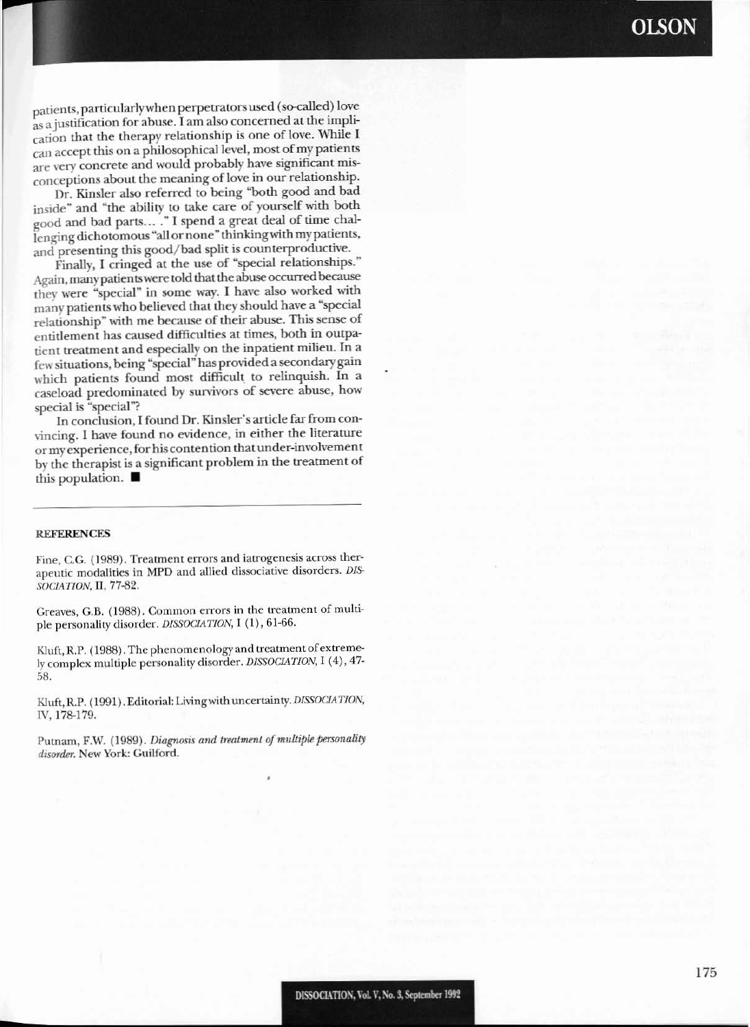patients, particularly when perpetrators used (so-called) love as a justification for abuse. I am also concerned at the implication that the therapy relationship is one of love. While I can accept this on a philosophical level, most of my patients are very concrete and would probably have significant misconceptions about the meaning of love in our relationship.

Dr. Kinsler also referred to being "both good and bad inside" and "the ability to take care of yourself with both good and bad parts... ." I spend a great deal of time challenging dichotomous "all or none" thinking with my patients, and presenting this good/bad split is counterproductive.

Finally, I cringed at the use of "special relationships." Again, many patients were told that the abuse occurred because they were "special" in some way. I have also worked with many patients who believed that they should have a "special relationship" with me because of their abuse. This sense of entitlement has caused difficulties at times, both in outpatient treatment and especially on the inpatient milieu. In a few situations, being "special" has provided a secondary gain which patients found most difficult to relinquish. In a caseload predominated by survivors of severe abuse, how special is "special"?

In conclusion, I found Dr. Kinsler's article far from convincing. I have found no evidence, in either the literature or my experience, for his contention that under-involvement by the therapist is a significant problem in the treatment of this population. ■

#### REFERENCES

Fine, C.G. (1989). Treatment errors and iatrogenesis across therapeutic modalities in MPD and allied dissociative disorders. *DISSOCIATION*, II, 77-82.

Greaves, G.B. (1988). Common errors in the treatment of multiple personality disorder. *DISSOCIATION*, I (1), 61-66.

Kluft, R.P. (1988). The phenomenology and treatment of extremely complex multiple personality disorder. *DISSOCIATION*, I (4), 47-58.

Kluft, R.P. (1991). Editorial: Living with uncertainty. *DISSOCIATION*, IV, 178-179.

Putnam, F.W. (1989). *Diagnosis and treatment of multiple personality disorder*. New York: Guilford.